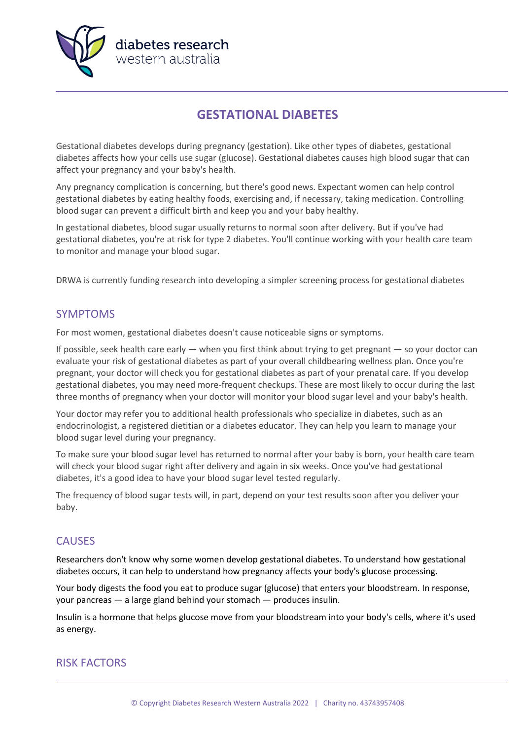diabetes research western australia

# GESTATIONAL DIABETES

Gestational diabetes develops during pregnancy (gestation). Like other types of diabetes, gestational diabetes affects how your cells use sugar (glucose). Gestational diabetes causes high blood sugar that can affect your pregnancy and your baby's health.

Any pregnancy complication is concerning, but there's good news. Expectant women can help control gestational diabetes by eating healthy foods, exercising and, if necessary, taking medication. Controlling blood sugar can prevent a difficult birth and keep you and your baby healthy.

In gestational diabetes, blood sugar usually returns to normal soon after delivery. But if you've had gestational diabetes, you're at risk for type 2 diabetes. You'll continue working with your health care team to monitor and manage your blood sugar.

DRWA is currently funding research into developing a simpler screening process for gestational diabetes

## SYMPTOMS

For most women, gestational diabetes doesn't cause noticeable signs or symptoms.

If possible, seek health care early — when you first think about trying to get pregnant — so your doctor can evaluate your risk of gestational diabetes as part of your overall childbearing wellness plan. Once you're pregnant, your doctor will check you for gestational diabetes as part of your prenatal care. If you develop gestational diabetes, you may need more-frequent checkups. These are most likely to occur during the last three months of pregnancy when your doctor will monitor your blood sugar level and your baby's health.

Your doctor may refer you to additional health professionals who specialize in diabetes, such as an endocrinologist, a registered dietitian or a diabetes educator. They can help you learn to manage your blood sugar level during your pregnancy.

To make sure your blood sugar level has returned to normal after your baby is born, your health care team will check your blood sugar right after delivery and again in six weeks. Once you've had gestational diabetes, it's a good idea to have your blood sugar level tested regularly.

The frequency of blood sugar tests will, in part, depend on your test results soon after you deliver your baby.

## CAUSES

Researchers don't know why some women develop gestational diabetes. To understand how gestational diabetes occurs, it can help to understand how pregnancy affects your body's glucose processing.

Your body digests the food you eat to produce sugar (glucose) that enters your bloodstream. In response, your pancreas — a large gland behind your stomach — produces insulin.

Insulin is a hormone that helps glucose move from your bloodstream into your body's cells, where it's used as energy.

## RISK FACTORS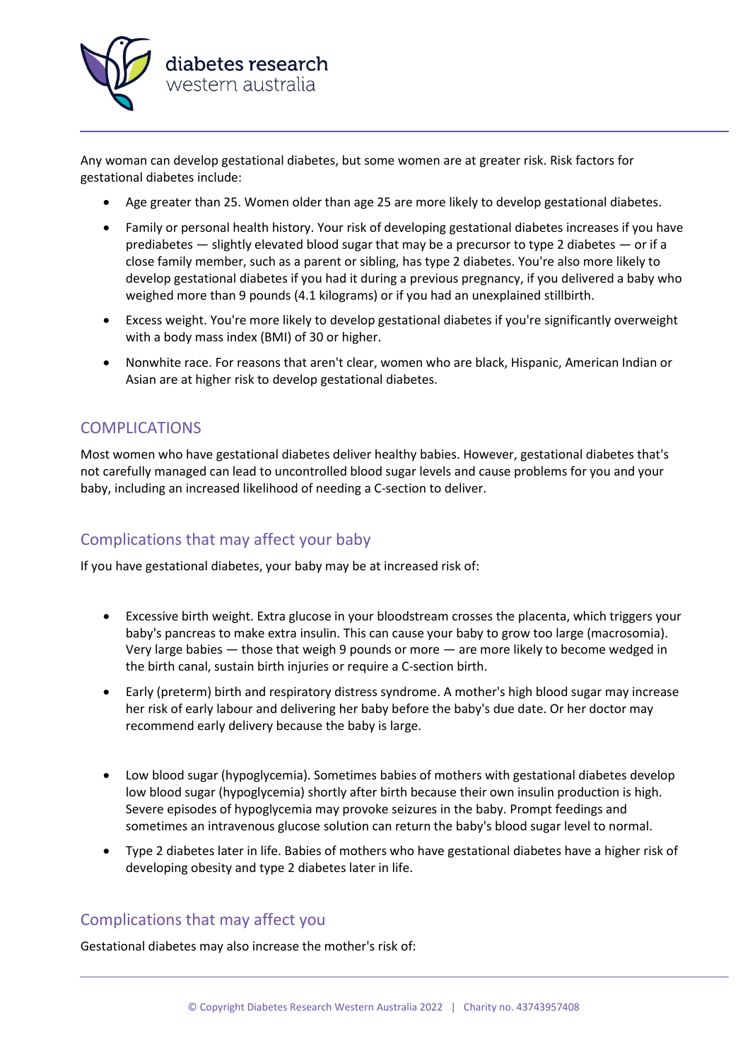Any woman can develop gestational diabetes, but some women are at greater risk. Risk factors for gestational diabetes include:

- Age greater than 25. Women older than age 25 are more likely to develop gestational diabetes.
- Family or personal health history. Your risk of developing gestational diabetes increases if you have prediabetes — slightly elevated blood sugar that may be a precursor to type 2 diabetes — or if a close family member, such as a parent or sibling, has type 2 diabetes. You're also more likely to develop gestational diabetes if you had it during a previous pregnancy, if you delivered a baby who weighed more than 9 pounds (4.1 kilograms) or if you had an unexplained stillbirth.
- Excess weight. You're more likely to develop gestational diabetes if you're significantly overweight with a body mass index (BMI) of 30 or higher.
- Nonwhite race. For reasons that aren't clear, women who are black, Hispanic, American Indian or Asian are at higher risk to develop gestational diabetes.

## COMPLICATIONS

Most women who have gestational diabetes deliver healthy babies. However, gestational diabetes that's not carefully managed can lead to uncontrolled blood sugar levels and cause problems for you and your baby, including an increased likelihood of needing a C-section to deliver.

### Complications that may affect your baby

If you have gestational diabetes, your baby may be at increased risk of:

- Excessive birth weight. Extra glucose in your bloodstream crosses the placenta, which triggers your baby's pancreas to make extra insulin. This can cause your baby to grow too large (macrosomia). Very large babies — those that weigh 9 pounds or more — are more likely to become wedged in the birth canal, sustain birth injuries or require a C-section birth.
- Early (preterm) birth and respiratory distress syndrome. A mother's high blood sugar may increase her risk of early labour and delivering her baby before the baby's due date. Or her doctor may recommend early delivery because the baby is large.
- Low blood sugar (hypoglycemia). Sometimes babies of mothers with gestational diabetes develop low blood sugar (hypoglycemia) shortly after birth because their own insulin production is high. Severe episodes of hypoglycemia may provoke seizures in the baby. Prompt feedings and sometimes an intravenous glucose solution can return the baby's blood sugar level to normal.
- Type 2 diabetes later in life. Babies of mothers who have gestational diabetes have a higher risk of developing obesity and type 2 diabetes later in life.

### Complications that may affect you

Gestational diabetes may also increase the mother's risk of: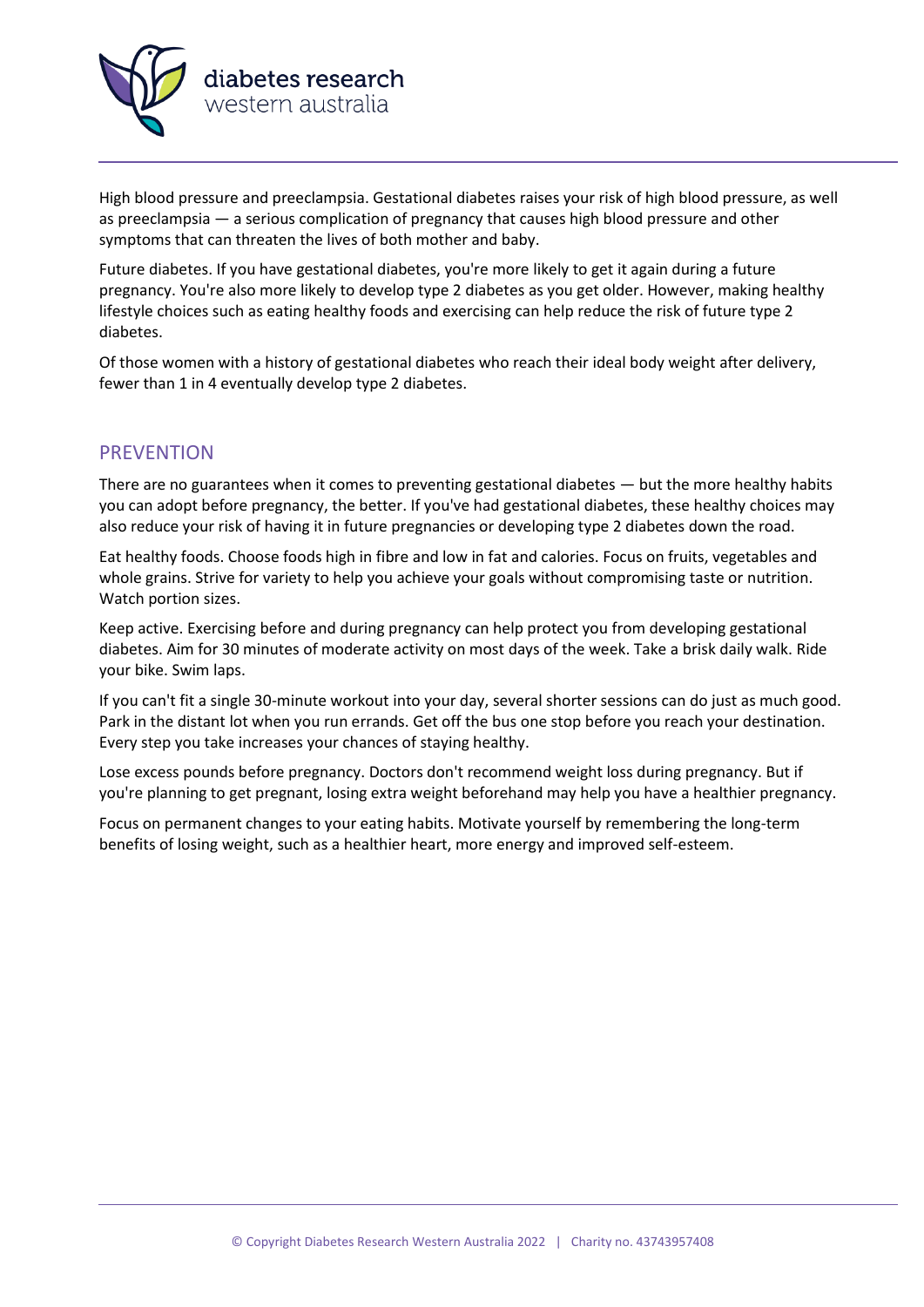High blood pressure and preeclampsia. Gestational diabetes raises your risk of high blood pressure, as well as preeclampsia — a serious complication of pregnancy that causes high blood pressure and other symptoms that can threaten the lives of both mother and baby.

Future diabetes. If you have gestational diabetes, you're more likely to get it again during a future pregnancy. You're also more likely to develop type 2 diabetes as you get older. However, making healthy lifestyle choices such as eating healthy foods and exercising can help reduce the risk of future type 2 diabetes.

Of those women with a history of gestational diabetes who reach their ideal body weight after delivery, fewer than 1 in 4 eventually develop type 2 diabetes.

## PREVENTION

There are no guarantees when it comes to preventing gestational diabetes — but the more healthy habits you can adopt before pregnancy, the better. If you've had gestational diabetes, these healthy choices may also reduce your risk of having it in future pregnancies or developing type 2 diabetes down the road.

Eat healthy foods. Choose foods high in fibre and low in fat and calories. Focus on fruits, vegetables and whole grains. Strive for variety to help you achieve your goals without compromising taste or nutrition. Watch portion sizes.

Keep active. Exercising before and during pregnancy can help protect you from developing gestational diabetes. Aim for 30 minutes of moderate activity on most days of the week. Take a brisk daily walk. Ride your bike. Swim laps.

If you can't fit a single 30-minute workout into your day, several shorter sessions can do just as much good. Park in the distant lot when you run errands. Get off the bus one stop before you reach your destination. Every step you take increases your chances of staying healthy.

Lose excess pounds before pregnancy. Doctors don't recommend weight loss during pregnancy. But if you're planning to get pregnant, losing extra weight beforehand may help you have a healthier pregnancy.

Focus on permanent changes to your eating habits. Motivate yourself by remembering the long-term benefits of losing weight, such as a healthier heart, more energy and improved self-esteem.